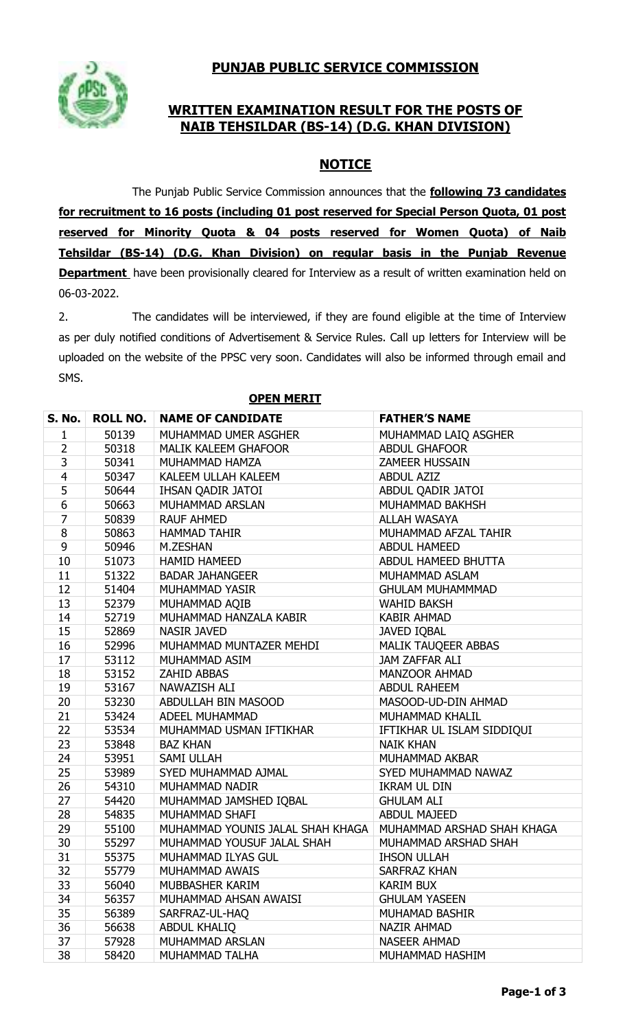# PUNJAB PUBLIC SERVICE COMMISSION

## WRITTEN EXAMINATION RESULT FOR THE POSTS OF NAIB TEHSILDAR (BS-14) (D.G. KHAN DIVISION)

## NOTICE

The Punjab Public Service Commission announces that the **following 73 candidates for recruitment to 16 posts (including 01 post reserved for Special Person Quota, 01 post reserved for Minority Quota & 04 posts reserved for Women Quota) of Naib Tehsildar (BS-14) (D.G. Khan Division) on regular basis in the Punjab Revenue Department** have been provisionally cleared for Interview as a result of written examination held on 06-03-2022.

2. The candidates will be interviewed, if they are found eligible at the time of Interview as per duly notified conditions of Advertisement & Service Rules. Call up letters for Interview will be uploaded on the website of the PPSC very soon. Candidates will also be informed through email and SMS.

### OPEN MERIT

| S. No. | ROLL NO. | NAME OF CANDIDATE | FATHER'S NAME |
|---|---|---|---|
| 1 | 50139 | MUHAMMAD UMER ASGHER | MUHAMMAD LAIQ ASGHER |
| 2 | 50318 | MALIK KALEEM GHAFOOR | ABDUL GHAFOOR |
| 3 | 50341 | MUHAMMAD HAMZA | ZAMEER HUSSAIN |
| 4 | 50347 | KALEEM ULLAH KALEEM | ABDUL AZIZ |
| 5 | 50644 | IHSAN QADIR JATOI | ABDUL QADIR JATOI |
| 6 | 50663 | MUHAMMAD ARSLAN | MUHAMMAD BAKHSH |
| 7 | 50839 | RAUF AHMED | ALLAH WASAYA |
| 8 | 50863 | HAMMAD TAHIR | MUHAMMAD AFZAL TAHIR |
| 9 | 50946 | M.ZESHAN | ABDUL HAMEED |
| 10 | 51073 | HAMID HAMEED | ABDUL HAMEED BHUTTA |
| 11 | 51322 | BADAR JAHANGEER | MUHAMMAD ASLAM |
| 12 | 51404 | MUHAMMAD YASIR | GHULAM MUHAMMMAD |
| 13 | 52379 | MUHAMMAD AQIB | WAHID BAKSH |
| 14 | 52719 | MUHAMMAD HANZALA KABIR | KABIR AHMAD |
| 15 | 52869 | NASIR JAVED | JAVED IQBAL |
| 16 | 52996 | MUHAMMAD MUNTAZER MEHDI | MALIK TAUQEER ABBAS |
| 17 | 53112 | MUHAMMAD ASIM | JAM ZAFFAR ALI |
| 18 | 53152 | ZAHID ABBAS | MANZOOR AHMAD |
| 19 | 53167 | NAWAZISH ALI | ABDUL RAHEEM |
| 20 | 53230 | ABDULLAH BIN MASOOD | MASOOD-UD-DIN AHMAD |
| 21 | 53424 | ADEEL MUHAMMAD | MUHAMMAD KHALIL |
| 22 | 53534 | MUHAMMAD USMAN IFTIKHAR | IFTIKHAR UL ISLAM SIDDIQUI |
| 23 | 53848 | BAZ KHAN | NAIK KHAN |
| 24 | 53951 | SAMI ULLAH | MUHAMMAD AKBAR |
| 25 | 53989 | SYED MUHAMMAD AJMAL | SYED MUHAMMAD NAWAZ |
| 26 | 54310 | MUHAMMAD NADIR | IKRAM UL DIN |
| 27 | 54420 | MUHAMMAD JAMSHED IQBAL | GHULAM ALI |
| 28 | 54835 | MUHAMMAD SHAFI | ABDUL MAJEED |
| 29 | 55100 | MUHAMMAD YOUNIS JALAL SHAH KHAGA | MUHAMMAD ARSHAD SHAH KHAGA |
| 30 | 55297 | MUHAMMAD YOUSUF JALAL SHAH | MUHAMMAD ARSHAD SHAH |
| 31 | 55375 | MUHAMMAD ILYAS GUL | IHSON ULLAH |
| 32 | 55779 | MUHAMMAD AWAIS | SARFRAZ KHAN |
| 33 | 56040 | MUBBASHER KARIM | KARIM BUX |
| 34 | 56357 | MUHAMMAD AHSAN AWAISI | GHULAM YASEEN |
| 35 | 56389 | SARFRAZ-UL-HAQ | MUHAMAD BASHIR |
| 36 | 56638 | ABDUL KHALIQ | NAZIR AHMAD |
| 37 | 57928 | MUHAMMAD ARSLAN | NASEER AHMAD |
| 38 | 58420 | MUHAMMAD TALHA | MUHAMMAD HASHIM |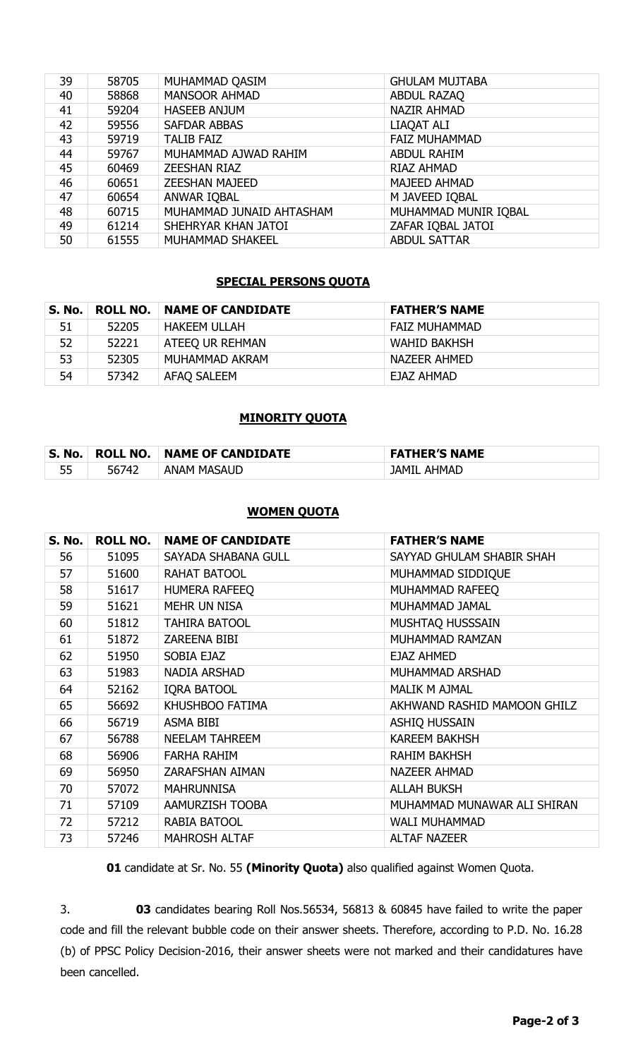| 39 | 58705 | MUHAMMAD QASIM | GHULAM MUJTABA |
|---|---|---|---|
| 40 | 58868 | MANSOOR AHMAD | ABDUL RAZAQ |
| 41 | 59204 | HASEEB ANJUM | NAZIR AHMAD |
| 42 | 59556 | SAFDAR ABBAS | LIAQAT ALI |
| 43 | 59719 | TALIB FAIZ | FAIZ MUHAMMAD |
| 44 | 59767 | MUHAMMAD AJWAD RAHIM | ABDUL RAHIM |
| 45 | 60469 | ZEESHAN RIAZ | RIAZ AHMAD |
| 46 | 60651 | ZEESHAN MAJEED | MAJEED AHMAD |
| 47 | 60654 | ANWAR IQBAL | M JAVEED IQBAL |
| 48 | 60715 | MUHAMMAD JUNAID AHTASHAM | MUHAMMAD MUNIR IQBAL |
| 49 | 61214 | SHEHRYAR KHAN JATOI | ZAFAR IQBAL JATOI |
| 50 | 61555 | MUHAMMAD SHAKEEL | ABDUL SATTAR |

## SPECIAL PERSONS QUOTA

| S. No. | ROLL NO. | NAME OF CANDIDATE | FATHER'S NAME |
|---|---|---|---|
| 51 | 52205 | HAKEEM ULLAH | FAIZ MUHAMMAD |
| 52 | 52221 | ATEEQ UR REHMAN | WAHID BAKHSH |
| 53 | 52305 | MUHAMMAD AKRAM | NAZEER AHMED |
| 54 | 57342 | AFAQ SALEEM | EJAZ AHMAD |

## MINORITY QUOTA

| S. No. | ROLL NO. | NAME OF CANDIDATE | FATHER'S NAME |
|---|---|---|---|
| 55 | 56742 | ANAM MASAUD | JAMIL AHMAD |

## WOMEN QUOTA

| S. No. | ROLL NO. | NAME OF CANDIDATE | FATHER'S NAME |
|---|---|---|---|
| 56 | 51095 | SAYADA SHABANA GULL | SAYYAD GHULAM SHABIR SHAH |
| 57 | 51600 | RAHAT BATOOL | MUHAMMAD SIDDIQUE |
| 58 | 51617 | HUMERA RAFEEQ | MUHAMMAD RAFEEQ |
| 59 | 51621 | MEHR UN NISA | MUHAMMAD JAMAL |
| 60 | 51812 | TAHIRA BATOOL | MUSHTAQ HUSSSAIN |
| 61 | 51872 | ZAREENA BIBI | MUHAMMAD RAMZAN |
| 62 | 51950 | SOBIA EJAZ | EJAZ AHMED |
| 63 | 51983 | NADIA ARSHAD | MUHAMMAD ARSHAD |
| 64 | 52162 | IQRA BATOOL | MALIK M AJMAL |
| 65 | 56692 | KHUSHBOO FATIMA | AKHWAND RASHID MAMOON GHILZ |
| 66 | 56719 | ASMA BIBI | ASHIQ HUSSAIN |
| 67 | 56788 | NEELAM TAHREEM | KAREEM BAKHSH |
| 68 | 56906 | FARHA RAHIM | RAHIM BAKHSH |
| 69 | 56950 | ZARAFSHAN AIMAN | NAZEER AHMAD |
| 70 | 57072 | MAHRUNNISA | ALLAH BUKSH |
| 71 | 57109 | AAMURZISH TOOBA | MUHAMMAD MUNAWAR ALI SHIRAN |
| 72 | 57212 | RABIA BATOOL | WALI MUHAMMAD |
| 73 | 57246 | MAHROSH ALTAF | ALTAF NAZEER |

**01** candidate at Sr. No. 55 **(Minority Quota)** also qualified against Women Quota.

3. **03** candidates bearing Roll Nos.56534, 56813 & 60845 have failed to write the paper code and fill the relevant bubble code on their answer sheets. Therefore, according to P.D. No. 16.28 (b) of PPSC Policy Decision-2016, their answer sheets were not marked and their candidatures have been cancelled.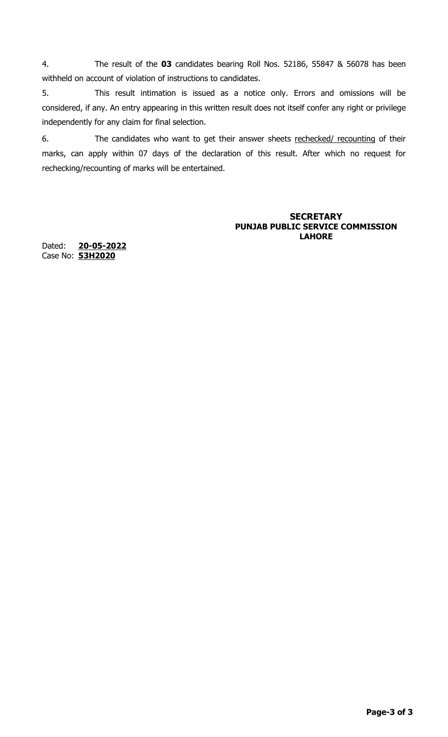4. The result of the **03** candidates bearing Roll Nos. 52186, 55847 & 56078 has been withheld on account of violation of instructions to candidates.

5. This result intimation is issued as a notice only. Errors and omissions will be considered, if any. An entry appearing in this written result does not itself confer any right or privilege independently for any claim for final selection.

6. The candidates who want to get their answer sheets rechecked/ recounting of their marks, can apply within 07 days of the declaration of this result. After which no request for rechecking/recounting of marks will be entertained.

**SECRETARY**
**PUNJAB PUBLIC SERVICE COMMISSION**
**LAHORE**

Dated: **20-05-2022**
Case No: **53H2020**